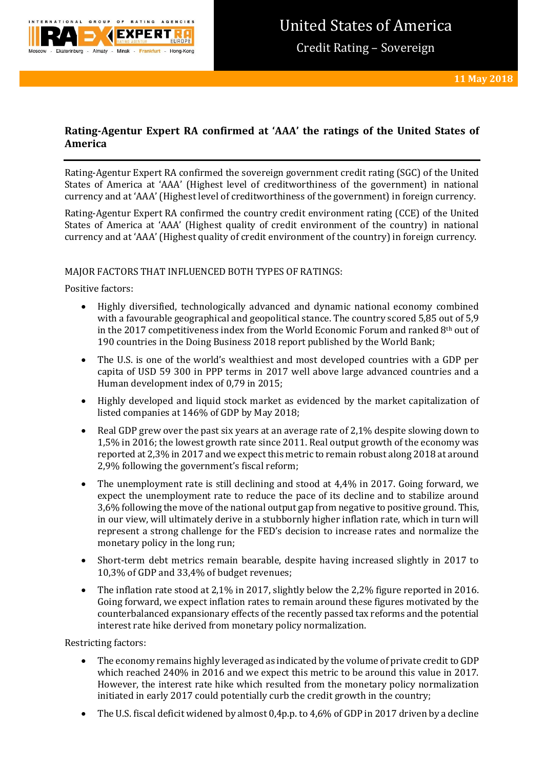# United States of America

Credit Rating – Sovereign

11 May 2018

## Rating-Agentur Expert RA confirmed at 'AAA' the ratings of the United States of America

Rating-Agentur Expert RA confirmed the sovereign government credit rating (SGC) of the United States of America at 'AAA' (Highest level of creditworthiness of the government) in national currency and at 'AAA' (Highest level of creditworthiness of the government) in foreign currency.

Rating-Agentur Expert RA confirmed the country credit environment rating (CCE) of the United States of America at 'AAA' (Highest quality of credit environment of the country) in national currency and at 'AAA' (Highest quality of credit environment of the country) in foreign currency.

MAJOR FACTORS THAT INFLUENCED BOTH TYPES OF RATINGS:

Positive factors:

- Highly diversified, technologically advanced and dynamic national economy combined with a favourable geographical and geopolitical stance. The country scored 5,85 out of 5,9 in the 2017 competitiveness index from the World Economic Forum and ranked 8th out of 190 countries in the Doing Business 2018 report published by the World Bank;
- The U.S. is one of the world's wealthiest and most developed countries with a GDP per capita of USD 59 300 in PPP terms in 2017 well above large advanced countries and a Human development index of 0,79 in 2015;
- Highly developed and liquid stock market as evidenced by the market capitalization of listed companies at 146% of GDP by May 2018;
- Real GDP grew over the past six years at an average rate of 2,1% despite slowing down to 1,5% in 2016; the lowest growth rate since 2011. Real output growth of the economy was reported at 2,3% in 2017 and we expect this metric to remain robust along 2018 at around 2,9% following the government's fiscal reform;
- The unemployment rate is still declining and stood at 4,4% in 2017. Going forward, we expect the unemployment rate to reduce the pace of its decline and to stabilize around 3,6% following the move of the national output gap from negative to positive ground. This, in our view, will ultimately derive in a stubbornly higher inflation rate, which in turn will represent a strong challenge for the FED's decision to increase rates and normalize the monetary policy in the long run;
- Short-term debt metrics remain bearable, despite having increased slightly in 2017 to 10,3% of GDP and 33,4% of budget revenues;
- The inflation rate stood at 2,1% in 2017, slightly below the 2,2% figure reported in 2016. Going forward, we expect inflation rates to remain around these figures motivated by the counterbalanced expansionary effects of the recently passed tax reforms and the potential interest rate hike derived from monetary policy normalization.

Restricting factors:

- The economy remains highly leveraged as indicated by the volume of private credit to GDP which reached 240% in 2016 and we expect this metric to be around this value in 2017. However, the interest rate hike which resulted from the monetary policy normalization initiated in early 2017 could potentially curb the credit growth in the country;
- The U.S. fiscal deficit widened by almost 0,4p.p. to 4,6% of GDP in 2017 driven by a decline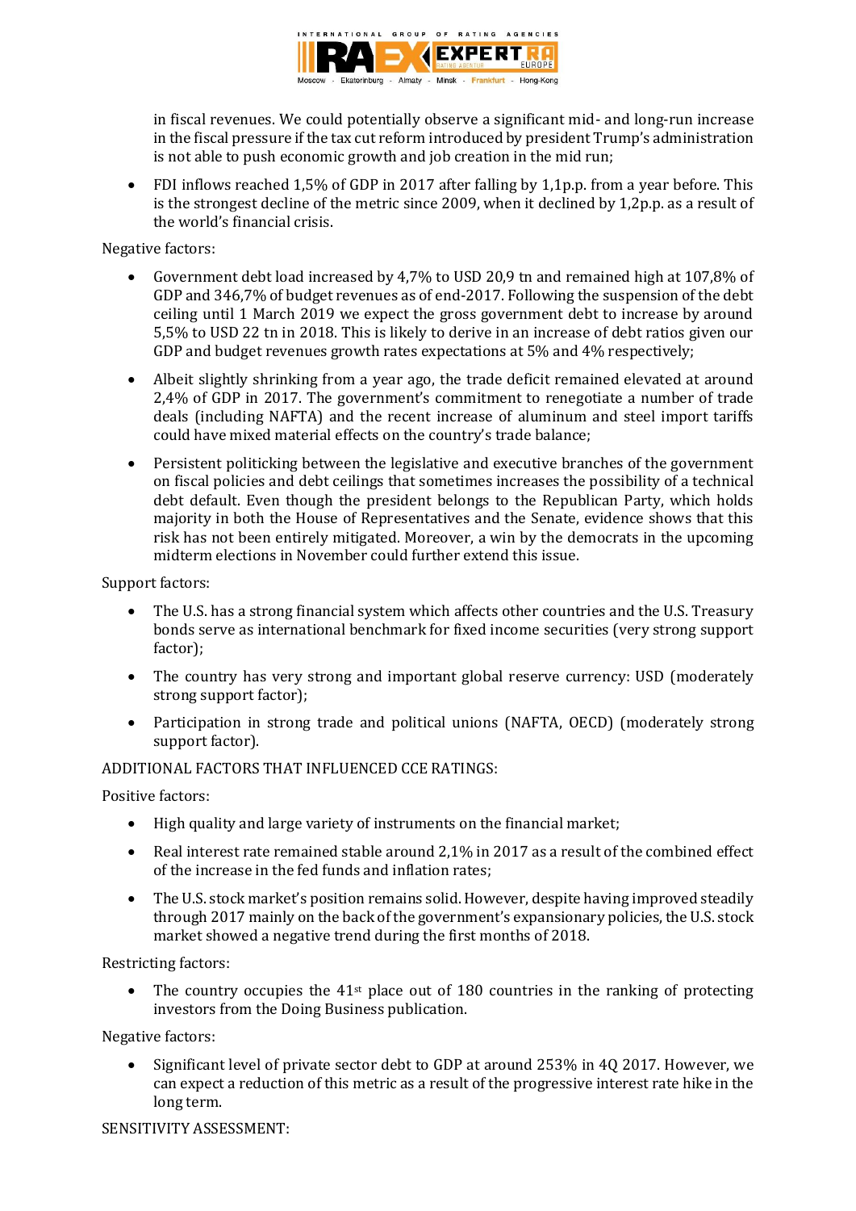in fiscal revenues. We could potentially observe a significant mid- and long-run increase in the fiscal pressure if the tax cut reform introduced by president Trump's administration is not able to push economic growth and job creation in the mid run;

- FDI inflows reached 1,5% of GDP in 2017 after falling by 1,1p.p. from a year before. This is the strongest decline of the metric since 2009, when it declined by 1,2p.p. as a result of the world's financial crisis.

Negative factors:

- Government debt load increased by 4,7% to USD 20,9 tn and remained high at 107,8% of GDP and 346,7% of budget revenues as of end-2017. Following the suspension of the debt ceiling until 1 March 2019 we expect the gross government debt to increase by around 5,5% to USD 22 tn in 2018. This is likely to derive in an increase of debt ratios given our GDP and budget revenues growth rates expectations at 5% and 4% respectively;
- Albeit slightly shrinking from a year ago, the trade deficit remained elevated at around 2,4% of GDP in 2017. The government's commitment to renegotiate a number of trade deals (including NAFTA) and the recent increase of aluminum and steel import tariffs could have mixed material effects on the country's trade balance;
- Persistent politicking between the legislative and executive branches of the government on fiscal policies and debt ceilings that sometimes increases the possibility of a technical debt default. Even though the president belongs to the Republican Party, which holds majority in both the House of Representatives and the Senate, evidence shows that this risk has not been entirely mitigated. Moreover, a win by the democrats in the upcoming midterm elections in November could further extend this issue.

Support factors:

- The U.S. has a strong financial system which affects other countries and the U.S. Treasury bonds serve as international benchmark for fixed income securities (very strong support factor);
- The country has very strong and important global reserve currency: USD (moderately strong support factor);
- Participation in strong trade and political unions (NAFTA, OECD) (moderately strong support factor).

ADDITIONAL FACTORS THAT INFLUENCED CCE RATINGS:

Positive factors:

- High quality and large variety of instruments on the financial market;
- Real interest rate remained stable around 2,1% in 2017 as a result of the combined effect of the increase in the fed funds and inflation rates;
- The U.S. stock market's position remains solid. However, despite having improved steadily through 2017 mainly on the back of the government's expansionary policies, the U.S. stock market showed a negative trend during the first months of 2018.

Restricting factors:

- The country occupies the 41st place out of 180 countries in the ranking of protecting investors from the Doing Business publication.

Negative factors:

- Significant level of private sector debt to GDP at around 253% in 4Q 2017. However, we can expect a reduction of this metric as a result of the progressive interest rate hike in the long term.

SENSITIVITY ASSESSMENT: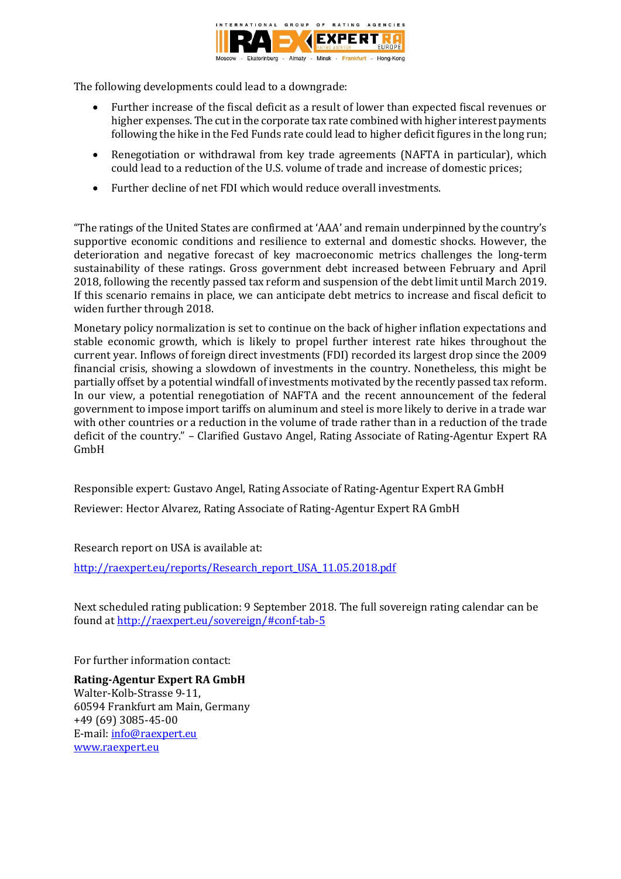The following developments could lead to a downgrade:

- Further increase of the fiscal deficit as a result of lower than expected fiscal revenues or higher expenses. The cut in the corporate tax rate combined with higher interest payments following the hike in the Fed Funds rate could lead to higher deficit figures in the long run;
- Renegotiation or withdrawal from key trade agreements (NAFTA in particular), which could lead to a reduction of the U.S. volume of trade and increase of domestic prices;
- Further decline of net FDI which would reduce overall investments.

"The ratings of the United States are confirmed at 'AAA' and remain underpinned by the country's supportive economic conditions and resilience to external and domestic shocks. However, the deterioration and negative forecast of key macroeconomic metrics challenges the long-term sustainability of these ratings. Gross government debt increased between February and April 2018, following the recently passed tax reform and suspension of the debt limit until March 2019. If this scenario remains in place, we can anticipate debt metrics to increase and fiscal deficit to widen further through 2018.

Monetary policy normalization is set to continue on the back of higher inflation expectations and stable economic growth, which is likely to propel further interest rate hikes throughout the current year. Inflows of foreign direct investments (FDI) recorded its largest drop since the 2009 financial crisis, showing a slowdown of investments in the country. Nonetheless, this might be partially offset by a potential windfall of investments motivated by the recently passed tax reform. In our view, a potential renegotiation of NAFTA and the recent announcement of the federal government to impose import tariffs on aluminum and steel is more likely to derive in a trade war with other countries or a reduction in the volume of trade rather than in a reduction of the trade deficit of the country." – Clarified Gustavo Angel, Rating Associate of Rating-Agentur Expert RA GmbH

Responsible expert: Gustavo Angel, Rating Associate of Rating-Agentur Expert RA GmbH

Reviewer: Hector Alvarez, Rating Associate of Rating-Agentur Expert RA GmbH

Research report on USA is available at:

http://raexpert.eu/reports/Research_report_USA_11.05.2018.pdf

Next scheduled rating publication: 9 September 2018. The full sovereign rating calendar can be found at http://raexpert.eu/sovereign/#conf-tab-5

For further information contact:

**Rating-Agentur Expert RA GmbH**
Walter-Kolb-Strasse 9-11,
60594 Frankfurt am Main, Germany
+49 (69) 3085-45-00
E-mail: info@raexpert.eu
www.raexpert.eu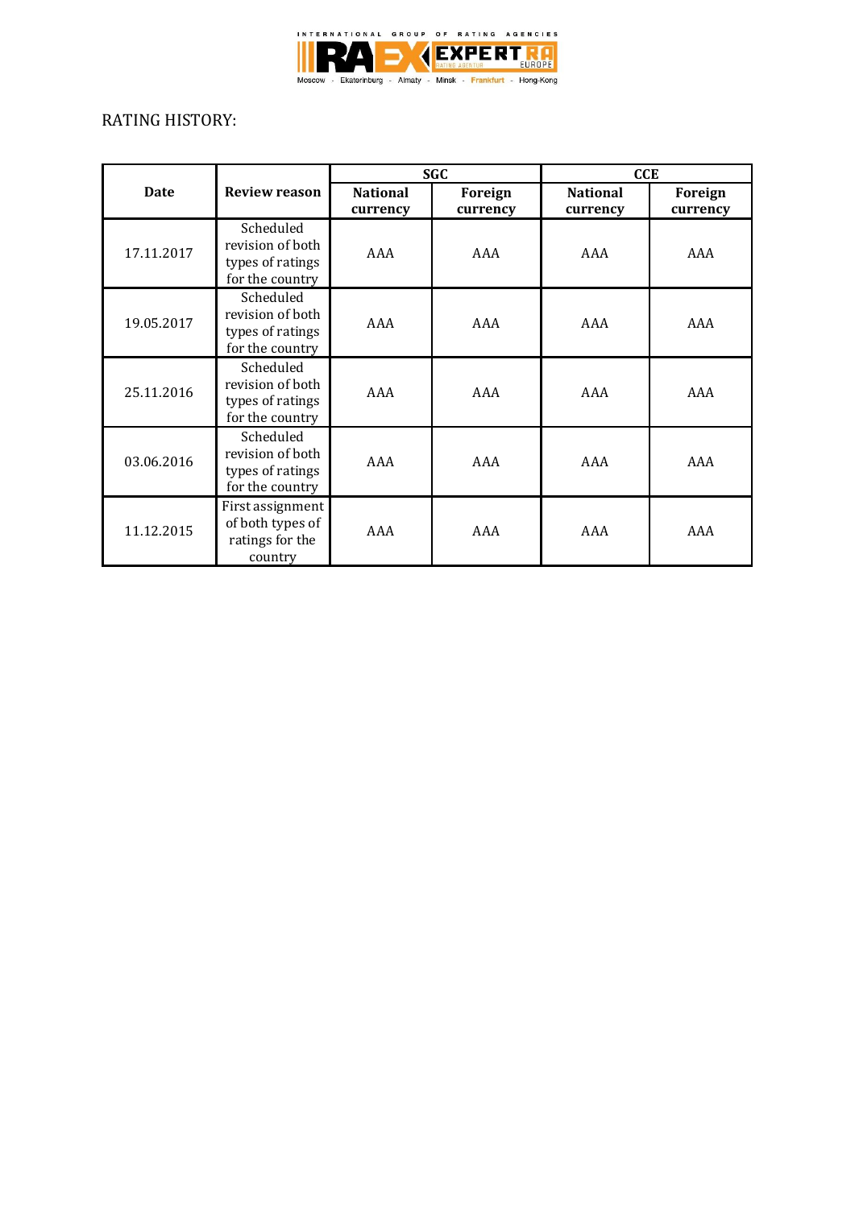RATING HISTORY:

| Date | Review reason | SGC | | CCE | |
|---|---|---|---|---|---|
| | | National currency | Foreign currency | National currency | Foreign currency |
| 17.11.2017 | Scheduled revision of both types of ratings for the country | AAA | AAA | AAA | AAA |
| 19.05.2017 | Scheduled revision of both types of ratings for the country | AAA | AAA | AAA | AAA |
| 25.11.2016 | Scheduled revision of both types of ratings for the country | AAA | AAA | AAA | AAA |
| 03.06.2016 | Scheduled revision of both types of ratings for the country | AAA | AAA | AAA | AAA |
| 11.12.2015 | First assignment of both types of ratings for the country | AAA | AAA | AAA | AAA |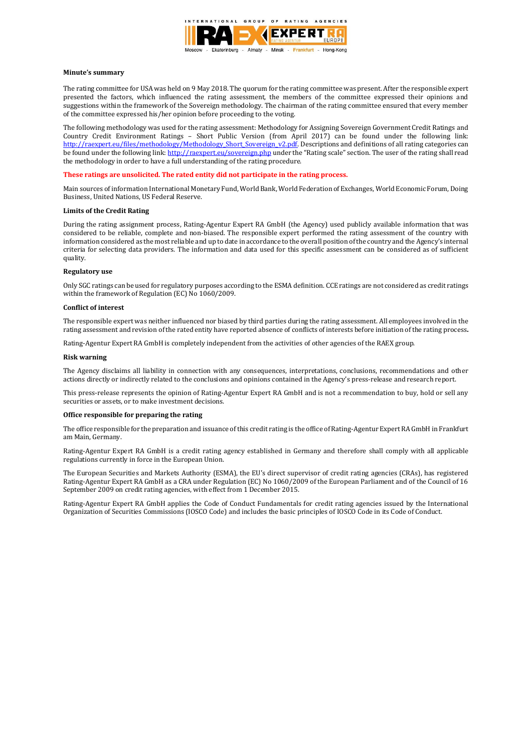**Minute's summary**

The rating committee for USA was held on 9 May 2018. The quorum for the rating committee was present. After the responsible expert presented the factors, which influenced the rating assessment, the members of the committee expressed their opinions and suggestions within the framework of the Sovereign methodology. The chairman of the rating committee ensured that every member of the committee expressed his/her opinion before proceeding to the voting.

The following methodology was used for the rating assessment: Methodology for Assigning Sovereign Government Credit Ratings and Country Credit Environment Ratings – Short Public Version (from April 2017) can be found under the following link: http://raexpert.eu/files/methodology/Methodology_Short_Sovereign_v2.pdf. Descriptions and definitions of all rating categories can be found under the following link: http://raexpert.eu/sovereign.php under the "Rating scale" section. The user of the rating shall read the methodology in order to have a full understanding of the rating procedure.

**These ratings are unsolicited. The rated entity did not participate in the rating process.**

Main sources of information International Monetary Fund, World Bank, World Federation of Exchanges, World Economic Forum, Doing Business, United Nations, US Federal Reserve.

**Limits of the Credit Rating**

During the rating assignment process, Rating-Agentur Expert RA GmbH (the Agency) used publicly available information that was considered to be reliable, complete and non-biased. The responsible expert performed the rating assessment of the country with information considered as the most reliable and up to date in accordance to the overall position of the country and the Agency's internal criteria for selecting data providers. The information and data used for this specific assessment can be considered as of sufficient quality.

**Regulatory use**

Only SGC ratings can be used for regulatory purposes according to the ESMA definition. CCE ratings are not considered as credit ratings within the framework of Regulation (EC) No 1060/2009.

**Conflict of interest**

The responsible expert was neither influenced nor biased by third parties during the rating assessment. All employees involved in the rating assessment and revision of the rated entity have reported absence of conflicts of interests before initiation of the rating process.

Rating-Agentur Expert RA GmbH is completely independent from the activities of other agencies of the RAEX group.

**Risk warning**

The Agency disclaims all liability in connection with any consequences, interpretations, conclusions, recommendations and other actions directly or indirectly related to the conclusions and opinions contained in the Agency's press-release and research report.

This press-release represents the opinion of Rating-Agentur Expert RA GmbH and is not a recommendation to buy, hold or sell any securities or assets, or to make investment decisions.

**Office responsible for preparing the rating**

The office responsible for the preparation and issuance of this credit rating is the office of Rating-Agentur Expert RA GmbH in Frankfurt am Main, Germany.

Rating-Agentur Expert RA GmbH is a credit rating agency established in Germany and therefore shall comply with all applicable regulations currently in force in the European Union.

The European Securities and Markets Authority (ESMA), the EU's direct supervisor of credit rating agencies (CRAs), has registered Rating-Agentur Expert RA GmbH as a CRA under Regulation (EC) No 1060/2009 of the European Parliament and of the Council of 16 September 2009 on credit rating agencies, with effect from 1 December 2015.

Rating-Agentur Expert RA GmbH applies the Code of Conduct Fundamentals for credit rating agencies issued by the International Organization of Securities Commissions (IOSCO Code) and includes the basic principles of IOSCO Code in its Code of Conduct.